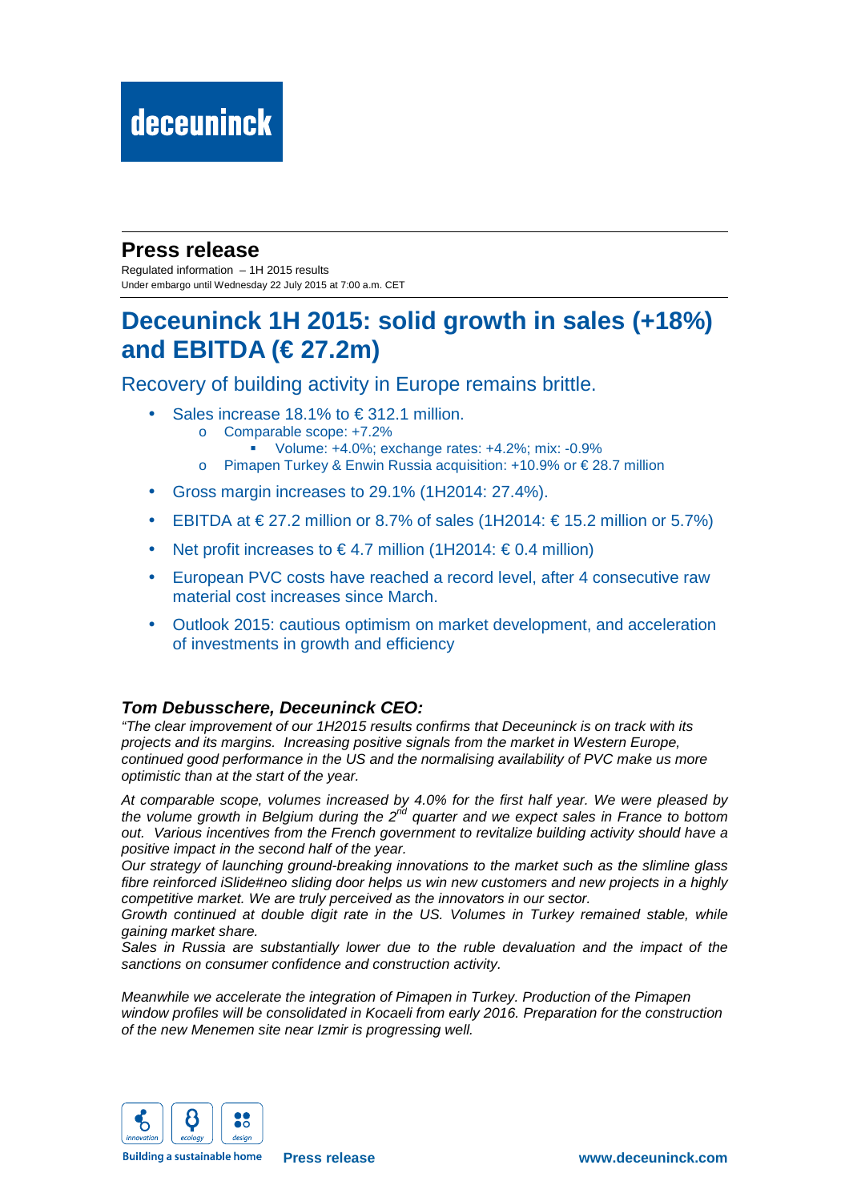deceuninck

## Press release

Regulated information – 1H 2015 results
Under embargo until Wednesday 22 July 2015 at 7:00 a.m. CET

# Deceuninck 1H 2015: solid growth in sales (+18%) and EBITDA (€ 27.2m)

### Recovery of building activity in Europe remains brittle.

- Sales increase 18.1% to € 312.1 million.
  - Comparable scope: +7.2%
    - Volume: +4.0%; exchange rates: +4.2%; mix: -0.9%
  - Pimapen Turkey & Enwin Russia acquisition: +10.9% or € 28.7 million
- Gross margin increases to 29.1% (1H2014: 27.4%).
- EBITDA at € 27.2 million or 8.7% of sales (1H2014: € 15.2 million or 5.7%)
- Net profit increases to € 4.7 million (1H2014: € 0.4 million)
- European PVC costs have reached a record level, after 4 consecutive raw material cost increases since March.
- Outlook 2015: cautious optimism on market development, and acceleration of investments in growth and efficiency

***Tom Debusschere, Deceuninck CEO:***

*"The clear improvement of our 1H2015 results confirms that Deceuninck is on track with its projects and its margins. Increasing positive signals from the market in Western Europe, continued good performance in the US and the normalising availability of PVC make us more optimistic than at the start of the year.*

*At comparable scope, volumes increased by 4.0% for the first half year. We were pleased by the volume growth in Belgium during the 2nd quarter and we expect sales in France to bottom out. Various incentives from the French government to revitalize building activity should have a positive impact in the second half of the year.*

*Our strategy of launching ground-breaking innovations to the market such as the slimline glass fibre reinforced iSlide#neo sliding door helps us win new customers and new projects in a highly competitive market. We are truly perceived as the innovators in our sector.*

*Growth continued at double digit rate in the US. Volumes in Turkey remained stable, while gaining market share.*

*Sales in Russia are substantially lower due to the ruble devaluation and the impact of the sanctions on consumer confidence and construction activity.*

*Meanwhile we accelerate the integration of Pimapen in Turkey. Production of the Pimapen window profiles will be consolidated in Kocaeli from early 2016. Preparation for the construction of the new Menemen site near Izmir is progressing well.*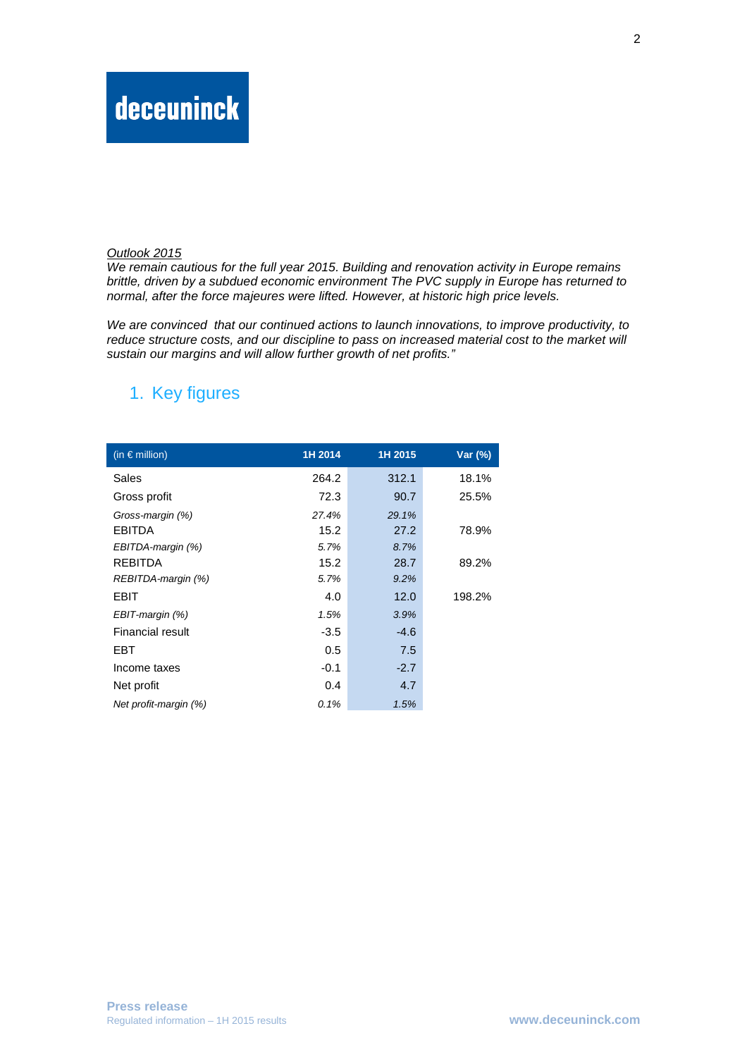*Outlook 2015*

*We remain cautious for the full year 2015. Building and renovation activity in Europe remains brittle, driven by a subdued economic environment The PVC supply in Europe has returned to normal, after the force majeures were lifted. However, at historic high price levels.*

*We are convinced that our continued actions to launch innovations, to improve productivity, to reduce structure costs, and our discipline to pass on increased material cost to the market will sustain our margins and will allow further growth of net profits."*

## 1. Key figures

| (in € million) | 1H 2014 | 1H 2015 | Var (%) |
|---|---|---|---|
| Sales | 264.2 | 312.1 | 18.1% |
| Gross profit | 72.3 | 90.7 | 25.5% |
| *Gross-margin (%)* | *27.4%* | *29.1%* | |
| EBITDA | 15.2 | 27.2 | 78.9% |
| *EBITDA-margin (%)* | *5.7%* | *8.7%* | |
| REBITDA | 15.2 | 28.7 | 89.2% |
| *REBITDA-margin (%)* | *5.7%* | *9.2%* | |
| EBIT | 4.0 | 12.0 | 198.2% |
| *EBIT-margin (%)* | *1.5%* | *3.9%* | |
| Financial result | -3.5 | -4.6 | |
| EBT | 0.5 | 7.5 | |
| Income taxes | -0.1 | -2.7 | |
| Net profit | 0.4 | 4.7 | |
| *Net profit-margin (%)* | *0.1%* | *1.5%* | |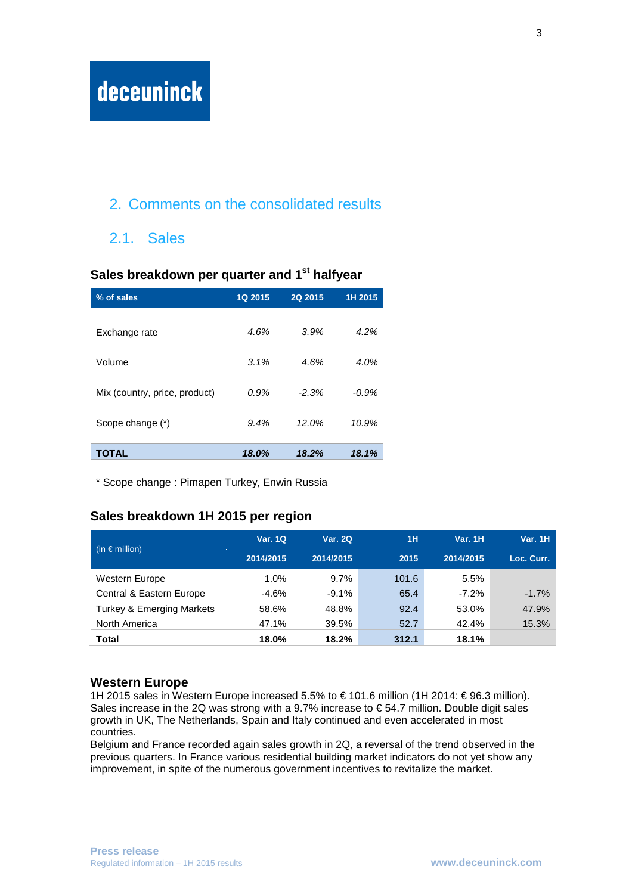deceuninck

## 2. Comments on the consolidated results

### 2.1. Sales

**Sales breakdown per quarter and 1st halfyear**

| % of sales | 1Q 2015 | 2Q 2015 | 1H 2015 |
|---|---|---|---|
| Exchange rate | *4.6%* | *3.9%* | *4.2%* |
| Volume | *3.1%* | *4.6%* | *4.0%* |
| Mix (country, price, product) | *0.9%* | *-2.3%* | *-0.9%* |
| Scope change (*) | *9.4%* | *12.0%* | *10.9%* |
| **TOTAL** | ***18.0%*** | ***18.2%*** | ***18.1%*** |

* Scope change : Pimapen Turkey, Enwin Russia

**Sales breakdown 1H 2015 per region**

| (in € million) | Var. 1Q 2014/2015 | Var. 2Q 2014/2015 | 1H 2015 | Var. 1H 2014/2015 | Var. 1H Loc. Curr. |
|---|---|---|---|---|---|
| Western Europe | 1.0% | 9.7% | 101.6 | 5.5% | |
| Central & Eastern Europe | -4.6% | -9.1% | 65.4 | -7.2% | -1.7% |
| Turkey & Emerging Markets | 58.6% | 48.8% | 92.4 | 53.0% | 47.9% |
| North America | 47.1% | 39.5% | 52.7 | 42.4% | 15.3% |
| **Total** | **18.0%** | **18.2%** | **312.1** | **18.1%** | |

### Western Europe

1H 2015 sales in Western Europe increased 5.5% to € 101.6 million (1H 2014: € 96.3 million). Sales increase in the 2Q was strong with a 9.7% increase to € 54.7 million. Double digit sales growth in UK, The Netherlands, Spain and Italy continued and even accelerated in most countries.

Belgium and France recorded again sales growth in 2Q, a reversal of the trend observed in the previous quarters. In France various residential building market indicators do not yet show any improvement, in spite of the numerous government incentives to revitalize the market.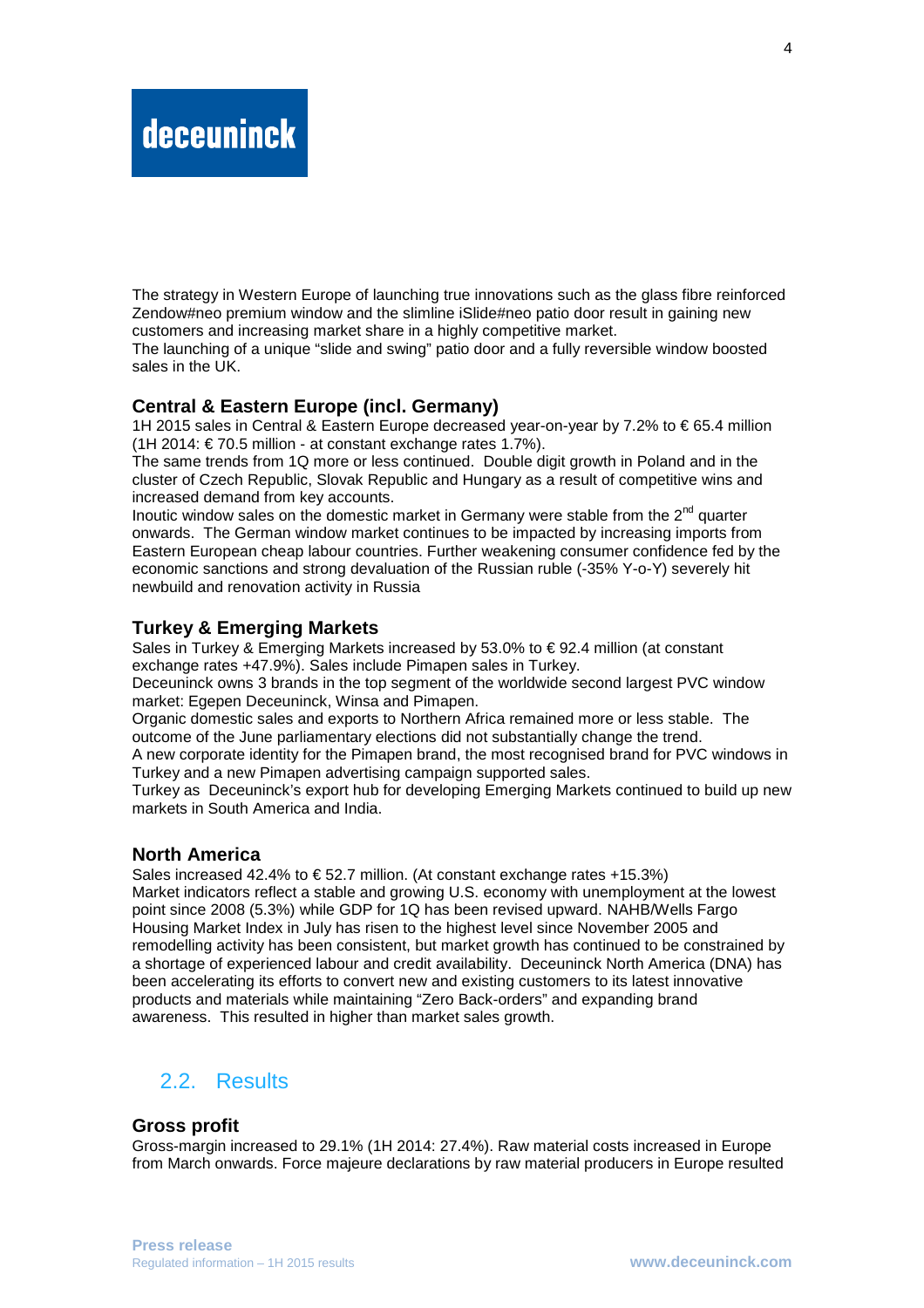The strategy in Western Europe of launching true innovations such as the glass fibre reinforced Zendow#neo premium window and the slimline iSlide#neo patio door result in gaining new customers and increasing market share in a highly competitive market.
The launching of a unique "slide and swing" patio door and a fully reversible window boosted sales in the UK.

### Central & Eastern Europe (incl. Germany)

1H 2015 sales in Central & Eastern Europe decreased year-on-year by 7.2% to € 65.4 million (1H 2014: € 70.5 million - at constant exchange rates 1.7%).
The same trends from 1Q more or less continued. Double digit growth in Poland and in the cluster of Czech Republic, Slovak Republic and Hungary as a result of competitive wins and increased demand from key accounts.
Inoutic window sales on the domestic market in Germany were stable from the 2nd quarter onwards. The German window market continues to be impacted by increasing imports from Eastern European cheap labour countries. Further weakening consumer confidence fed by the economic sanctions and strong devaluation of the Russian ruble (-35% Y-o-Y) severely hit newbuild and renovation activity in Russia

### Turkey & Emerging Markets

Sales in Turkey & Emerging Markets increased by 53.0% to € 92.4 million (at constant exchange rates +47.9%). Sales include Pimapen sales in Turkey.
Deceuninck owns 3 brands in the top segment of the worldwide second largest PVC window market: Egepen Deceuninck, Winsa and Pimapen.
Organic domestic sales and exports to Northern Africa remained more or less stable. The outcome of the June parliamentary elections did not substantially change the trend.
A new corporate identity for the Pimapen brand, the most recognised brand for PVC windows in Turkey and a new Pimapen advertising campaign supported sales.
Turkey as Deceuninck's export hub for developing Emerging Markets continued to build up new markets in South America and India.

### North America

Sales increased 42.4% to € 52.7 million. (At constant exchange rates +15.3%)
Market indicators reflect a stable and growing U.S. economy with unemployment at the lowest point since 2008 (5.3%) while GDP for 1Q has been revised upward. NAHB/Wells Fargo Housing Market Index in July has risen to the highest level since November 2005 and remodelling activity has been consistent, but market growth has continued to be constrained by a shortage of experienced labour and credit availability. Deceuninck North America (DNA) has been accelerating its efforts to convert new and existing customers to its latest innovative products and materials while maintaining "Zero Back-orders" and expanding brand awareness. This resulted in higher than market sales growth.

## 2.2. Results

### Gross profit

Gross-margin increased to 29.1% (1H 2014: 27.4%). Raw material costs increased in Europe from March onwards. Force majeure declarations by raw material producers in Europe resulted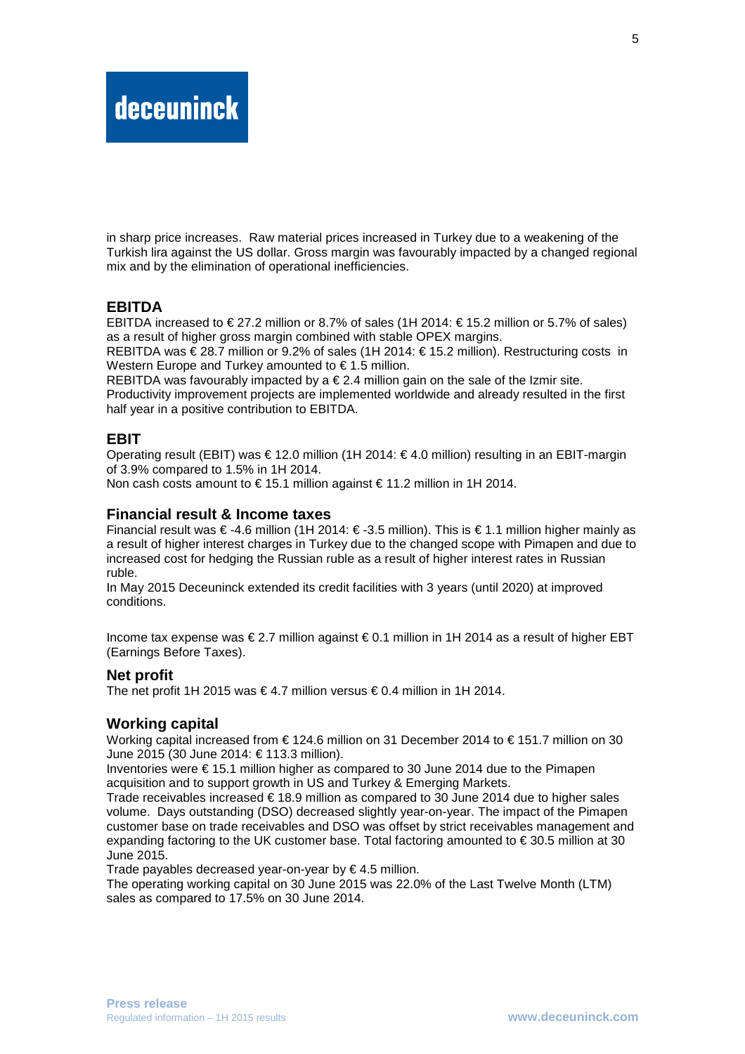in sharp price increases. Raw material prices increased in Turkey due to a weakening of the Turkish lira against the US dollar. Gross margin was favourably impacted by a changed regional mix and by the elimination of operational inefficiencies.

## EBITDA

EBITDA increased to € 27.2 million or 8.7% of sales (1H 2014: € 15.2 million or 5.7% of sales) as a result of higher gross margin combined with stable OPEX margins.
REBITDA was € 28.7 million or 9.2% of sales (1H 2014: € 15.2 million). Restructuring costs in Western Europe and Turkey amounted to € 1.5 million.
REBITDA was favourably impacted by a € 2.4 million gain on the sale of the Izmir site.
Productivity improvement projects are implemented worldwide and already resulted in the first half year in a positive contribution to EBITDA.

## EBIT

Operating result (EBIT) was € 12.0 million (1H 2014: € 4.0 million) resulting in an EBIT-margin of 3.9% compared to 1.5% in 1H 2014.
Non cash costs amount to € 15.1 million against € 11.2 million in 1H 2014.

## Financial result & Income taxes

Financial result was € -4.6 million (1H 2014: € -3.5 million). This is € 1.1 million higher mainly as a result of higher interest charges in Turkey due to the changed scope with Pimapen and due to increased cost for hedging the Russian ruble as a result of higher interest rates in Russian ruble.
In May 2015 Deceuninck extended its credit facilities with 3 years (until 2020) at improved conditions.

Income tax expense was € 2.7 million against € 0.1 million in 1H 2014 as a result of higher EBT (Earnings Before Taxes).

## Net profit

The net profit 1H 2015 was € 4.7 million versus € 0.4 million in 1H 2014.

## Working capital

Working capital increased from € 124.6 million on 31 December 2014 to € 151.7 million on 30 June 2015 (30 June 2014: € 113.3 million).
Inventories were € 15.1 million higher as compared to 30 June 2014 due to the Pimapen acquisition and to support growth in US and Turkey & Emerging Markets.
Trade receivables increased € 18.9 million as compared to 30 June 2014 due to higher sales volume. Days outstanding (DSO) decreased slightly year-on-year. The impact of the Pimapen customer base on trade receivables and DSO was offset by strict receivables management and expanding factoring to the UK customer base. Total factoring amounted to € 30.5 million at 30 June 2015.
Trade payables decreased year-on-year by € 4.5 million.
The operating working capital on 30 June 2015 was 22.0% of the Last Twelve Month (LTM) sales as compared to 17.5% on 30 June 2014.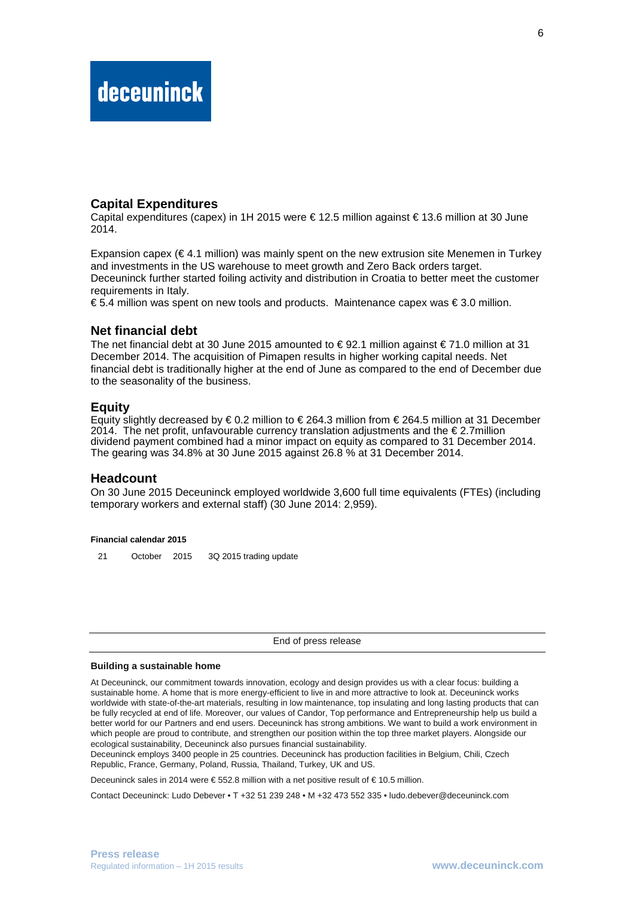## Capital Expenditures

Capital expenditures (capex) in 1H 2015 were € 12.5 million against € 13.6 million at 30 June 2014.

Expansion capex (€ 4.1 million) was mainly spent on the new extrusion site Menemen in Turkey and investments in the US warehouse to meet growth and Zero Back orders target. Deceuninck further started foiling activity and distribution in Croatia to better meet the customer requirements in Italy.

€ 5.4 million was spent on new tools and products. Maintenance capex was € 3.0 million.

## Net financial debt

The net financial debt at 30 June 2015 amounted to € 92.1 million against € 71.0 million at 31 December 2014. The acquisition of Pimapen results in higher working capital needs. Net financial debt is traditionally higher at the end of June as compared to the end of December due to the seasonality of the business.

## Equity

Equity slightly decreased by € 0.2 million to € 264.3 million from € 264.5 million at 31 December 2014. The net profit, unfavourable currency translation adjustments and the € 2.7million dividend payment combined had a minor impact on equity as compared to 31 December 2014. The gearing was 34.8% at 30 June 2015 against 26.8 % at 31 December 2014.

## Headcount

On 30 June 2015 Deceuninck employed worldwide 3,600 full time equivalents (FTEs) (including temporary workers and external staff) (30 June 2014: 2,959).

**Financial calendar 2015**

| | | | |
|---|---|---|---|
| 21 | October | 2015 | 3Q 2015 trading update |

---

End of press release

---

**Building a sustainable home**

At Deceuninck, our commitment towards innovation, ecology and design provides us with a clear focus: building a sustainable home. A home that is more energy-efficient to live in and more attractive to look at. Deceuninck works worldwide with state-of-the-art materials, resulting in low maintenance, top insulating and long lasting products that can be fully recycled at end of life. Moreover, our values of Candor, Top performance and Entrepreneurship help us build a better world for our Partners and end users. Deceuninck has strong ambitions. We want to build a work environment in which people are proud to contribute, and strengthen our position within the top three market players. Alongside our ecological sustainability, Deceuninck also pursues financial sustainability.
Deceuninck employs 3400 people in 25 countries. Deceuninck has production facilities in Belgium, Chili, Czech Republic, France, Germany, Poland, Russia, Thailand, Turkey, UK and US.

Deceuninck sales in 2014 were € 552.8 million with a net positive result of € 10.5 million.

Contact Deceuninck: Ludo Debever • T +32 51 239 248 • M +32 473 552 335 • ludo.debever@deceuninck.com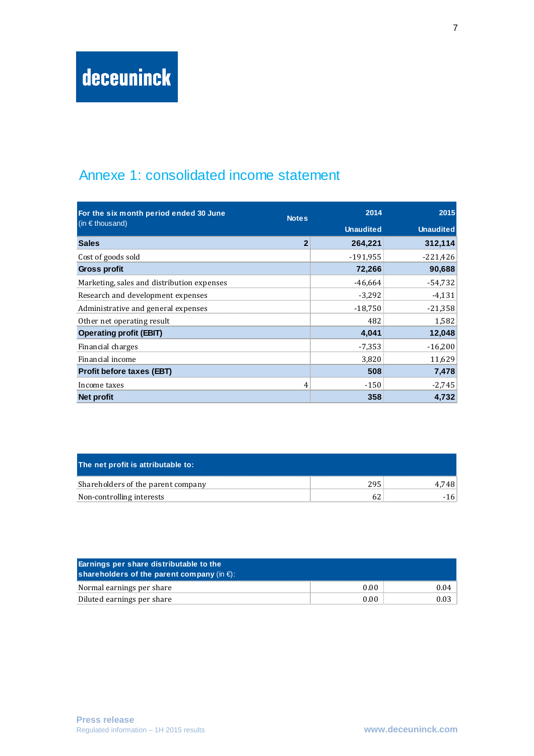# Annexe 1: consolidated income statement

| For the six month period ended 30 June (in € thousand) | Notes | 2014 Unaudited | 2015 Unaudited |
|---|---|---|---|
| **Sales** | **2** | **264,221** | **312,114** |
| Cost of goods sold | | -191,955 | -221,426 |
| **Gross profit** | | **72,266** | **90,688** |
| Marketing, sales and distribution expenses | | -46,664 | -54,732 |
| Research and development expenses | | -3,292 | -4,131 |
| Administrative and general expenses | | -18,750 | -21,358 |
| Other net operating result | | 482 | 1,582 |
| **Operating profit (EBIT)** | | **4,041** | **12,048** |
| Financial charges | | -7,353 | -16,200 |
| Financial income | | 3,820 | 11,629 |
| **Profit before taxes (EBT)** | | **508** | **7,478** |
| Income taxes | 4 | -150 | -2,745 |
| **Net profit** | | **358** | **4,732** |

| The net profit is attributable to: | | |
|---|---|---|
| Shareholders of the parent company | 295 | 4,748 |
| Non-controlling interests | 62 | -16 |

| Earnings per share distributable to the shareholders of the parent company (in €): | | |
|---|---|---|
| Normal earnings per share | 0.00 | 0.04 |
| Diluted earnings per share | 0.00 | 0.03 |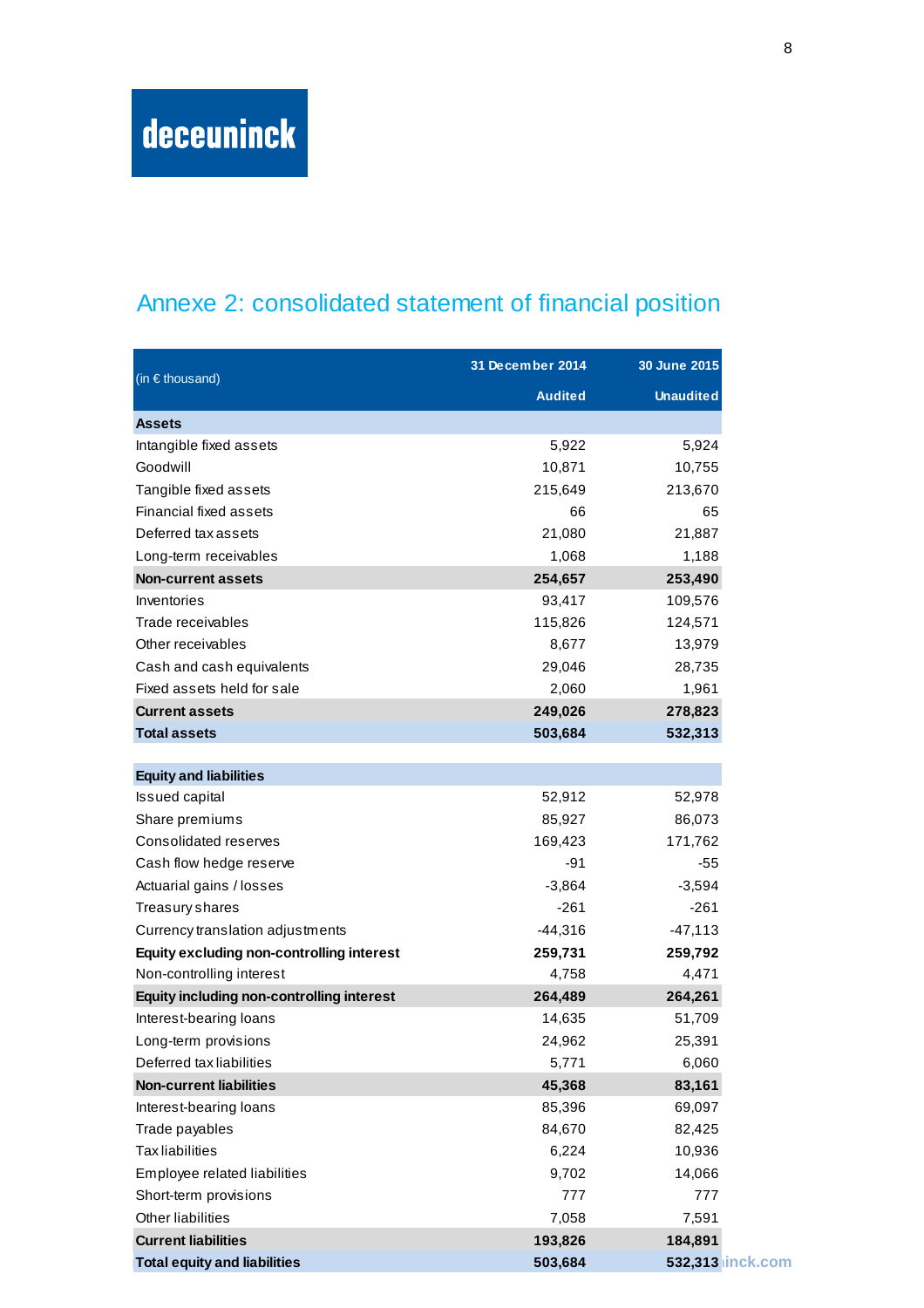deceuninck

## Annexe 2: consolidated statement of financial position

| (in € thousand) | 31 December 2014 | 30 June 2015 |
|---|---|---|
| | Audited | Unaudited |
| **Assets** | | |
| Intangible fixed assets | 5,922 | 5,924 |
| Goodwill | 10,871 | 10,755 |
| Tangible fixed assets | 215,649 | 213,670 |
| Financial fixed assets | 66 | 65 |
| Deferred tax assets | 21,080 | 21,887 |
| Long-term receivables | 1,068 | 1,188 |
| **Non-current assets** | **254,657** | **253,490** |
| Inventories | 93,417 | 109,576 |
| Trade receivables | 115,826 | 124,571 |
| Other receivables | 8,677 | 13,979 |
| Cash and cash equivalents | 29,046 | 28,735 |
| Fixed assets held for sale | 2,060 | 1,961 |
| **Current assets** | **249,026** | **278,823** |
| **Total assets** | **503,684** | **532,313** |
| | | |
| **Equity and liabilities** | | |
| Issued capital | 52,912 | 52,978 |
| Share premiums | 85,927 | 86,073 |
| Consolidated reserves | 169,423 | 171,762 |
| Cash flow hedge reserve | -91 | -55 |
| Actuarial gains / losses | -3,864 | -3,594 |
| Treasury shares | -261 | -261 |
| Currency translation adjustments | -44,316 | -47,113 |
| **Equity excluding non-controlling interest** | **259,731** | **259,792** |
| Non-controlling interest | 4,758 | 4,471 |
| **Equity including non-controlling interest** | **264,489** | **264,261** |
| Interest-bearing loans | 14,635 | 51,709 |
| Long-term provisions | 24,962 | 25,391 |
| Deferred tax liabilities | 5,771 | 6,060 |
| **Non-current liabilities** | **45,368** | **83,161** |
| Interest-bearing loans | 85,396 | 69,097 |
| Trade payables | 84,670 | 82,425 |
| Tax liabilities | 6,224 | 10,936 |
| Employee related liabilities | 9,702 | 14,066 |
| Short-term provisions | 777 | 777 |
| Other liabilities | 7,058 | 7,591 |
| **Current liabilities** | **193,826** | **184,891** |
| **Total equity and liabilities** | **503,684** | **532,313** |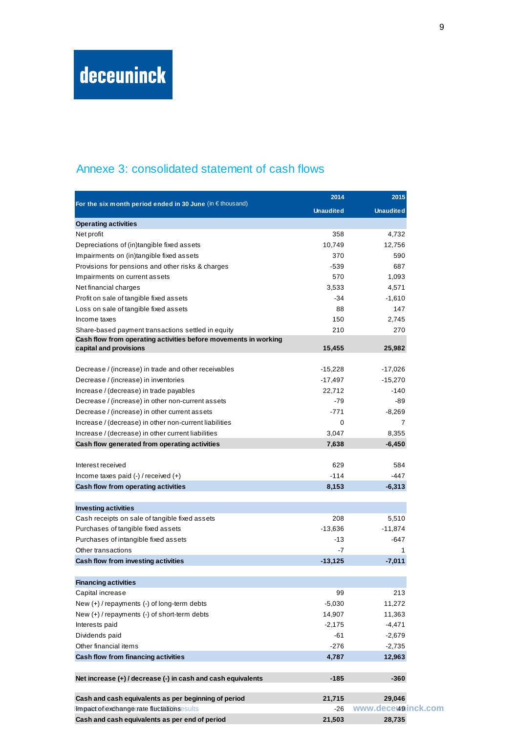deceuninck

## Annexe 3: consolidated statement of cash flows

| For the six month period ended in 30 June (in € thousand) | 2014 Unaudited | 2015 Unaudited |
|---|---|---|
| **Operating activities** | | |
| Net profit | 358 | 4,732 |
| Depreciations of (in)tangible fixed assets | 10,749 | 12,756 |
| Impairments on (in)tangible fixed assets | 370 | 590 |
| Provisions for pensions and other risks & charges | -539 | 687 |
| Impairments on current assets | 570 | 1,093 |
| Net financial charges | 3,533 | 4,571 |
| Profit on sale of tangible fixed assets | -34 | -1,610 |
| Loss on sale of tangible fixed assets | 88 | 147 |
| Income taxes | 150 | 2,745 |
| Share-based payment transactions settled in equity | 210 | 270 |
| **Cash flow from operating activities before movements in working capital and provisions** | **15,455** | **25,982** |
| Decrease / (increase) in trade and other receivables | -15,228 | -17,026 |
| Decrease / (increase) in inventories | -17,497 | -15,270 |
| Increase / (decrease) in trade payables | 22,712 | -140 |
| Decrease / (increase) in other non-current assets | -79 | -89 |
| Decrease / (increase) in other current assets | -771 | -8,269 |
| Increase / (decrease) in other non-current liabilities | 0 | 7 |
| Increase / (decrease) in other current liabilities | 3,047 | 8,355 |
| **Cash flow generated from operating activities** | **7,638** | **-6,450** |
| Interest received | 629 | 584 |
| Income taxes paid (-) / received (+) | -114 | -447 |
| **Cash flow from operating activities** | **8,153** | **-6,313** |
| **Investing activities** | | |
| Cash receipts on sale of tangible fixed assets | 208 | 5,510 |
| Purchases of tangible fixed assets | -13,636 | -11,874 |
| Purchases of intangible fixed assets | -13 | -647 |
| Other transactions | -7 | 1 |
| **Cash flow from investing activities** | **-13,125** | **-7,011** |
| **Financing activities** | | |
| Capital increase | 99 | 213 |
| New (+) / repayments (-) of long-term debts | -5,030 | 11,272 |
| New (+) / repayments (-) of short-term debts | 14,907 | 11,363 |
| Interests paid | -2,175 | -4,471 |
| Dividends paid | -61 | -2,679 |
| Other financial items | -276 | -2,735 |
| **Cash flow from financing activities** | **4,787** | **12,963** |
| **Net increase (+) / decrease (-) in cash and cash equivalents** | **-185** | **-360** |
| **Cash and cash equivalents as per beginning of period** | **21,715** | **29,046** |
| Impact of exchange rate fluctuations | -26 | 49 |
| **Cash and cash equivalents as per end of period** | **21,503** | **28,735** |